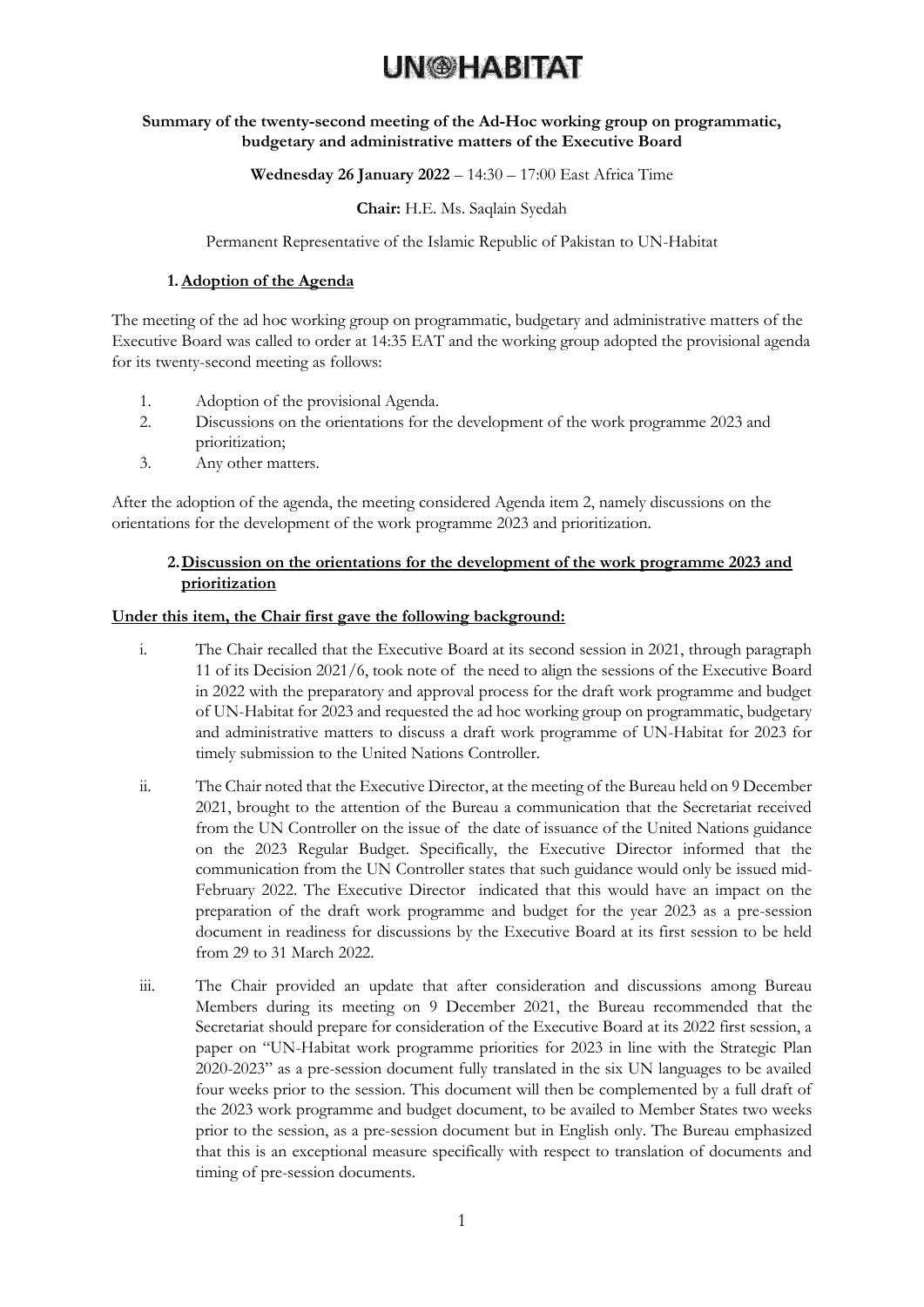UN-HABITAT

**Summary of the twenty-second meeting of the Ad-Hoc working group on programmatic, budgetary and administrative matters of the Executive Board**

**Wednesday 26 January 2022** – 14:30 – 17:00 East Africa Time

**Chair:** H.E. Ms. Saqlain Syedah

Permanent Representative of the Islamic Republic of Pakistan to UN-Habitat

**1. Adoption of the Agenda**

The meeting of the ad hoc working group on programmatic, budgetary and administrative matters of the Executive Board was called to order at 14:35 EAT and the working group adopted the provisional agenda for its twenty-second meeting as follows:

1. Adoption of the provisional Agenda.
2. Discussions on the orientations for the development of the work programme 2023 and prioritization;
3. Any other matters.

After the adoption of the agenda, the meeting considered Agenda item 2, namely discussions on the orientations for the development of the work programme 2023 and prioritization.

**2. Discussion on the orientations for the development of the work programme 2023 and prioritization**

**Under this item, the Chair first gave the following background:**

i. The Chair recalled that the Executive Board at its second session in 2021, through paragraph 11 of its Decision 2021/6, took note of the need to align the sessions of the Executive Board in 2022 with the preparatory and approval process for the draft work programme and budget of UN-Habitat for 2023 and requested the ad hoc working group on programmatic, budgetary and administrative matters to discuss a draft work programme of UN-Habitat for 2023 for timely submission to the United Nations Controller.

ii. The Chair noted that the Executive Director, at the meeting of the Bureau held on 9 December 2021, brought to the attention of the Bureau a communication that the Secretariat received from the UN Controller on the issue of the date of issuance of the United Nations guidance on the 2023 Regular Budget. Specifically, the Executive Director informed that the communication from the UN Controller states that such guidance would only be issued mid-February 2022. The Executive Director indicated that this would have an impact on the preparation of the draft work programme and budget for the year 2023 as a pre-session document in readiness for discussions by the Executive Board at its first session to be held from 29 to 31 March 2022.

iii. The Chair provided an update that after consideration and discussions among Bureau Members during its meeting on 9 December 2021, the Bureau recommended that the Secretariat should prepare for consideration of the Executive Board at its 2022 first session, a paper on "UN-Habitat work programme priorities for 2023 in line with the Strategic Plan 2020-2023" as a pre-session document fully translated in the six UN languages to be availed four weeks prior to the session. This document will then be complemented by a full draft of the 2023 work programme and budget document, to be availed to Member States two weeks prior to the session, as a pre-session document but in English only. The Bureau emphasized that this is an exceptional measure specifically with respect to translation of documents and timing of pre-session documents.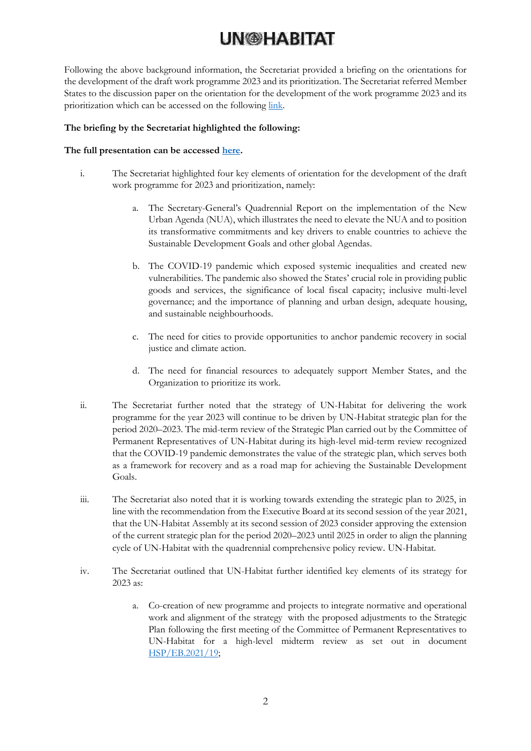Following the above background information, the Secretariat provided a briefing on the orientations for the development of the draft work programme 2023 and its prioritization. The Secretariat referred Member States to the discussion paper on the orientation for the development of the work programme 2023 and its prioritization which can be accessed on the following link.

**The briefing by the Secretariat highlighted the following:**

**The full presentation can be accessed here.**

i. The Secretariat highlighted four key elements of orientation for the development of the draft work programme for 2023 and prioritization, namely:

   a. The Secretary-General's Quadrennial Report on the implementation of the New Urban Agenda (NUA), which illustrates the need to elevate the NUA and to position its transformative commitments and key drivers to enable countries to achieve the Sustainable Development Goals and other global Agendas.

   b. The COVID-19 pandemic which exposed systemic inequalities and created new vulnerabilities. The pandemic also showed the States' crucial role in providing public goods and services, the significance of local fiscal capacity; inclusive multi-level governance; and the importance of planning and urban design, adequate housing, and sustainable neighbourhoods.

   c. The need for cities to provide opportunities to anchor pandemic recovery in social justice and climate action.

   d. The need for financial resources to adequately support Member States, and the Organization to prioritize its work.

ii. The Secretariat further noted that the strategy of UN-Habitat for delivering the work programme for the year 2023 will continue to be driven by UN-Habitat strategic plan for the period 2020–2023. The mid-term review of the Strategic Plan carried out by the Committee of Permanent Representatives of UN-Habitat during its high-level mid-term review recognized that the COVID-19 pandemic demonstrates the value of the strategic plan, which serves both as a framework for recovery and as a road map for achieving the Sustainable Development Goals.

iii. The Secretariat also noted that it is working towards extending the strategic plan to 2025, in line with the recommendation from the Executive Board at its second session of the year 2021, that the UN-Habitat Assembly at its second session of 2023 consider approving the extension of the current strategic plan for the period 2020–2023 until 2025 in order to align the planning cycle of UN-Habitat with the quadrennial comprehensive policy review. UN-Habitat.

iv. The Secretariat outlined that UN-Habitat further identified key elements of its strategy for 2023 as:

   a. Co-creation of new programme and projects to integrate normative and operational work and alignment of the strategy with the proposed adjustments to the Strategic Plan following the first meeting of the Committee of Permanent Representatives to UN-Habitat for a high-level midterm review as set out in document HSP/EB.2021/19;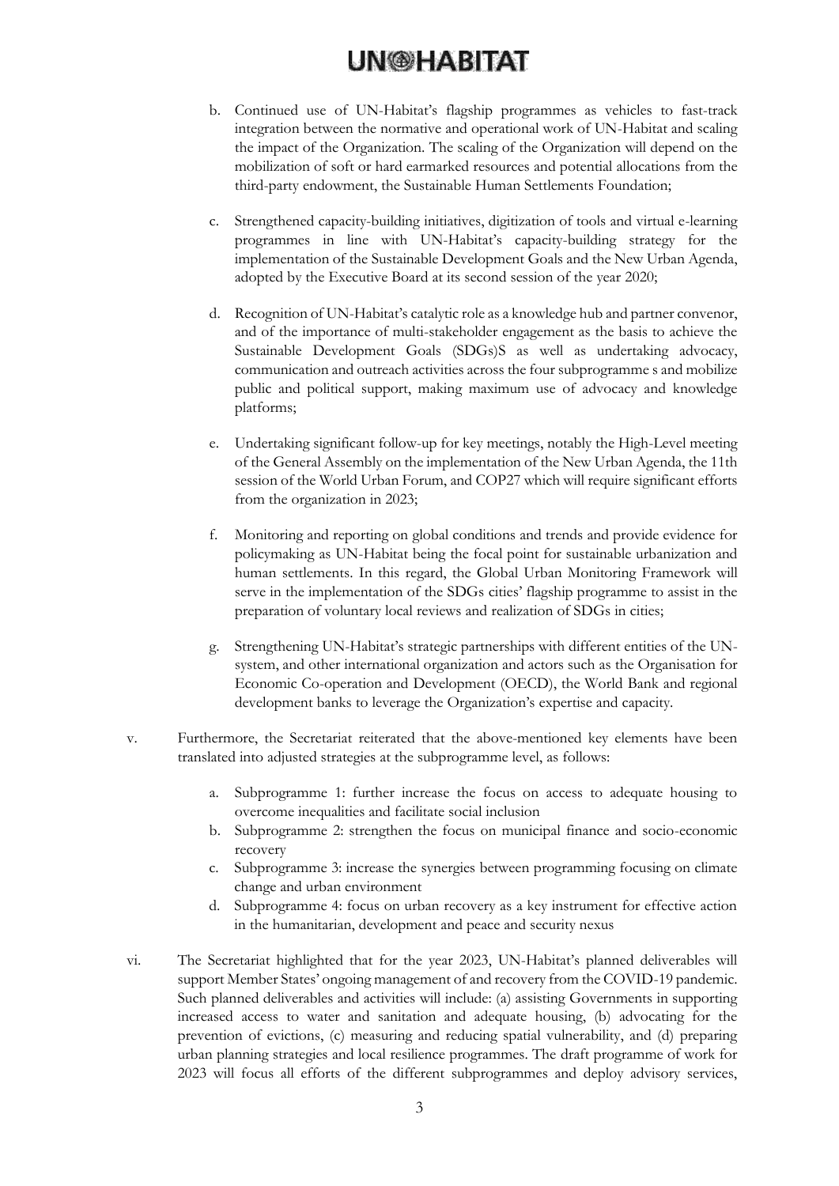b. Continued use of UN-Habitat's flagship programmes as vehicles to fast-track integration between the normative and operational work of UN-Habitat and scaling the impact of the Organization. The scaling of the Organization will depend on the mobilization of soft or hard earmarked resources and potential allocations from the third-party endowment, the Sustainable Human Settlements Foundation;

c. Strengthened capacity-building initiatives, digitization of tools and virtual e-learning programmes in line with UN-Habitat's capacity-building strategy for the implementation of the Sustainable Development Goals and the New Urban Agenda, adopted by the Executive Board at its second session of the year 2020;

d. Recognition of UN-Habitat's catalytic role as a knowledge hub and partner convenor, and of the importance of multi-stakeholder engagement as the basis to achieve the Sustainable Development Goals (SDGs)S as well as undertaking advocacy, communication and outreach activities across the four subprogramme s and mobilize public and political support, making maximum use of advocacy and knowledge platforms;

e. Undertaking significant follow-up for key meetings, notably the High-Level meeting of the General Assembly on the implementation of the New Urban Agenda, the 11th session of the World Urban Forum, and COP27 which will require significant efforts from the organization in 2023;

f. Monitoring and reporting on global conditions and trends and provide evidence for policymaking as UN-Habitat being the focal point for sustainable urbanization and human settlements. In this regard, the Global Urban Monitoring Framework will serve in the implementation of the SDGs cities' flagship programme to assist in the preparation of voluntary local reviews and realization of SDGs in cities;

g. Strengthening UN-Habitat's strategic partnerships with different entities of the UN-system, and other international organization and actors such as the Organisation for Economic Co-operation and Development (OECD), the World Bank and regional development banks to leverage the Organization's expertise and capacity.

v. Furthermore, the Secretariat reiterated that the above-mentioned key elements have been translated into adjusted strategies at the subprogramme level, as follows:

   a. Subprogramme 1: further increase the focus on access to adequate housing to overcome inequalities and facilitate social inclusion
   b. Subprogramme 2: strengthen the focus on municipal finance and socio-economic recovery
   c. Subprogramme 3: increase the synergies between programming focusing on climate change and urban environment
   d. Subprogramme 4: focus on urban recovery as a key instrument for effective action in the humanitarian, development and peace and security nexus

vi. The Secretariat highlighted that for the year 2023, UN-Habitat's planned deliverables will support Member States' ongoing management of and recovery from the COVID-19 pandemic. Such planned deliverables and activities will include: (a) assisting Governments in supporting increased access to water and sanitation and adequate housing, (b) advocating for the prevention of evictions, (c) measuring and reducing spatial vulnerability, and (d) preparing urban planning strategies and local resilience programmes. The draft programme of work for 2023 will focus all efforts of the different subprogrammes and deploy advisory services,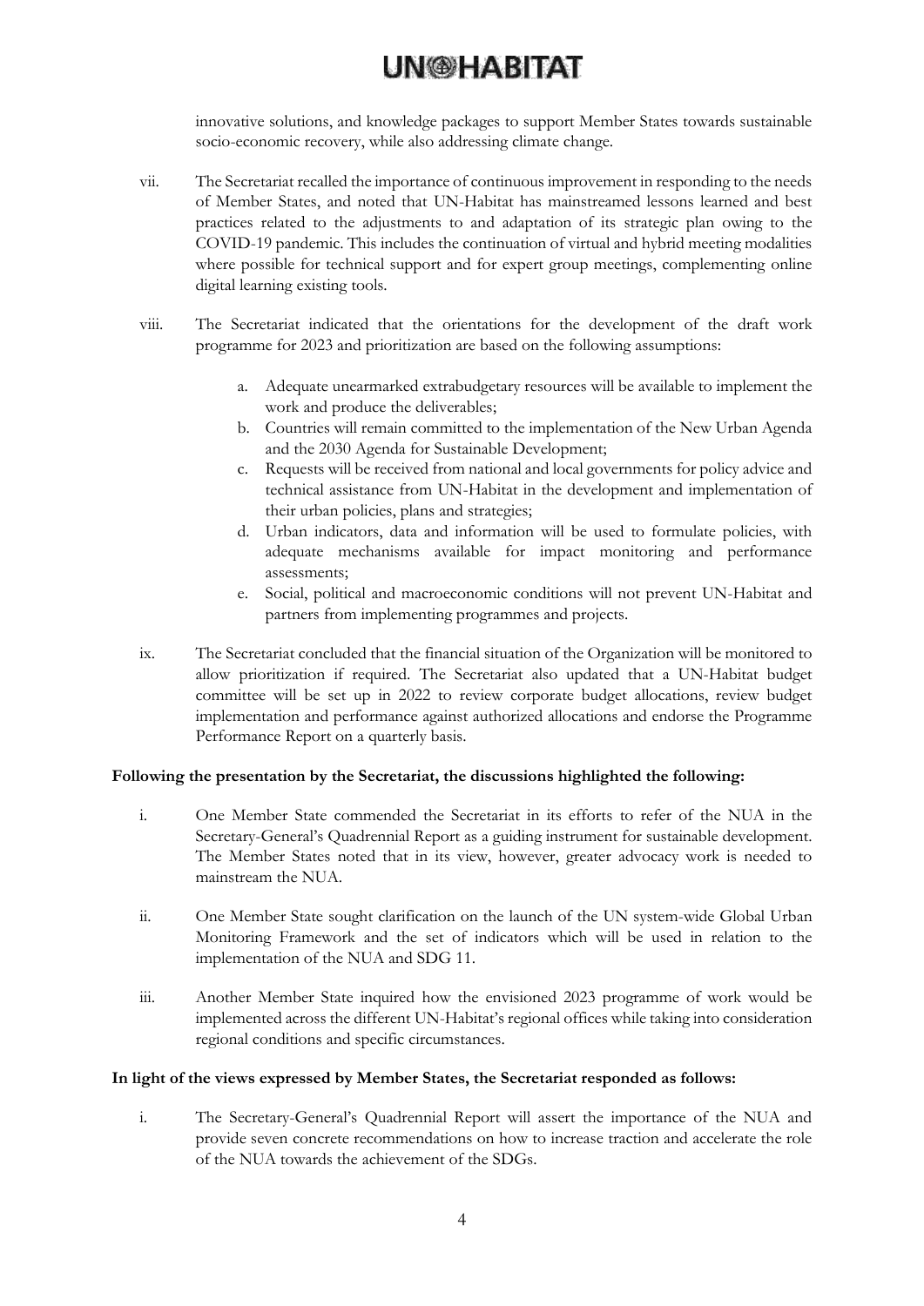innovative solutions, and knowledge packages to support Member States towards sustainable socio-economic recovery, while also addressing climate change.

vii. The Secretariat recalled the importance of continuous improvement in responding to the needs of Member States, and noted that UN-Habitat has mainstreamed lessons learned and best practices related to the adjustments to and adaptation of its strategic plan owing to the COVID-19 pandemic. This includes the continuation of virtual and hybrid meeting modalities where possible for technical support and for expert group meetings, complementing online digital learning existing tools.

viii. The Secretariat indicated that the orientations for the development of the draft work programme for 2023 and prioritization are based on the following assumptions:

   a. Adequate unearmarked extrabudgetary resources will be available to implement the work and produce the deliverables;
   b. Countries will remain committed to the implementation of the New Urban Agenda and the 2030 Agenda for Sustainable Development;
   c. Requests will be received from national and local governments for policy advice and technical assistance from UN-Habitat in the development and implementation of their urban policies, plans and strategies;
   d. Urban indicators, data and information will be used to formulate policies, with adequate mechanisms available for impact monitoring and performance assessments;
   e. Social, political and macroeconomic conditions will not prevent UN-Habitat and partners from implementing programmes and projects.

ix. The Secretariat concluded that the financial situation of the Organization will be monitored to allow prioritization if required. The Secretariat also updated that a UN-Habitat budget committee will be set up in 2022 to review corporate budget allocations, review budget implementation and performance against authorized allocations and endorse the Programme Performance Report on a quarterly basis.

**Following the presentation by the Secretariat, the discussions highlighted the following:**

i. One Member State commended the Secretariat in its efforts to refer of the NUA in the Secretary-General's Quadrennial Report as a guiding instrument for sustainable development. The Member States noted that in its view, however, greater advocacy work is needed to mainstream the NUA.

ii. One Member State sought clarification on the launch of the UN system-wide Global Urban Monitoring Framework and the set of indicators which will be used in relation to the implementation of the NUA and SDG 11.

iii. Another Member State inquired how the envisioned 2023 programme of work would be implemented across the different UN-Habitat's regional offices while taking into consideration regional conditions and specific circumstances.

**In light of the views expressed by Member States, the Secretariat responded as follows:**

i. The Secretary-General's Quadrennial Report will assert the importance of the NUA and provide seven concrete recommendations on how to increase traction and accelerate the role of the NUA towards the achievement of the SDGs.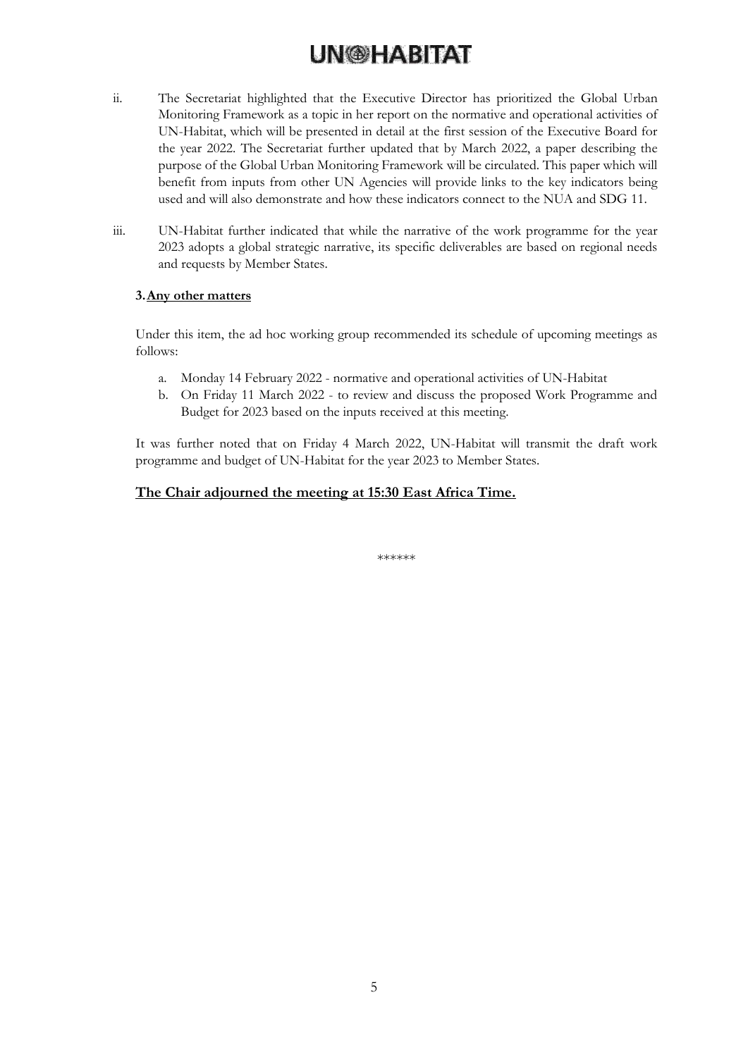ii. The Secretariat highlighted that the Executive Director has prioritized the Global Urban Monitoring Framework as a topic in her report on the normative and operational activities of UN-Habitat, which will be presented in detail at the first session of the Executive Board for the year 2022. The Secretariat further updated that by March 2022, a paper describing the purpose of the Global Urban Monitoring Framework will be circulated. This paper which will benefit from inputs from other UN Agencies will provide links to the key indicators being used and will also demonstrate and how these indicators connect to the NUA and SDG 11.

iii. UN-Habitat further indicated that while the narrative of the work programme for the year 2023 adopts a global strategic narrative, its specific deliverables are based on regional needs and requests by Member States.

**3. <u>Any other matters</u>**

Under this item, the ad hoc working group recommended its schedule of upcoming meetings as follows:

a. Monday 14 February 2022 - normative and operational activities of UN-Habitat
b. On Friday 11 March 2022 - to review and discuss the proposed Work Programme and Budget for 2023 based on the inputs received at this meeting.

It was further noted that on Friday 4 March 2022, UN-Habitat will transmit the draft work programme and budget of UN-Habitat for the year 2023 to Member States.

**<u>The Chair adjourned the meeting at 15:30 East Africa Time.</u>**

******